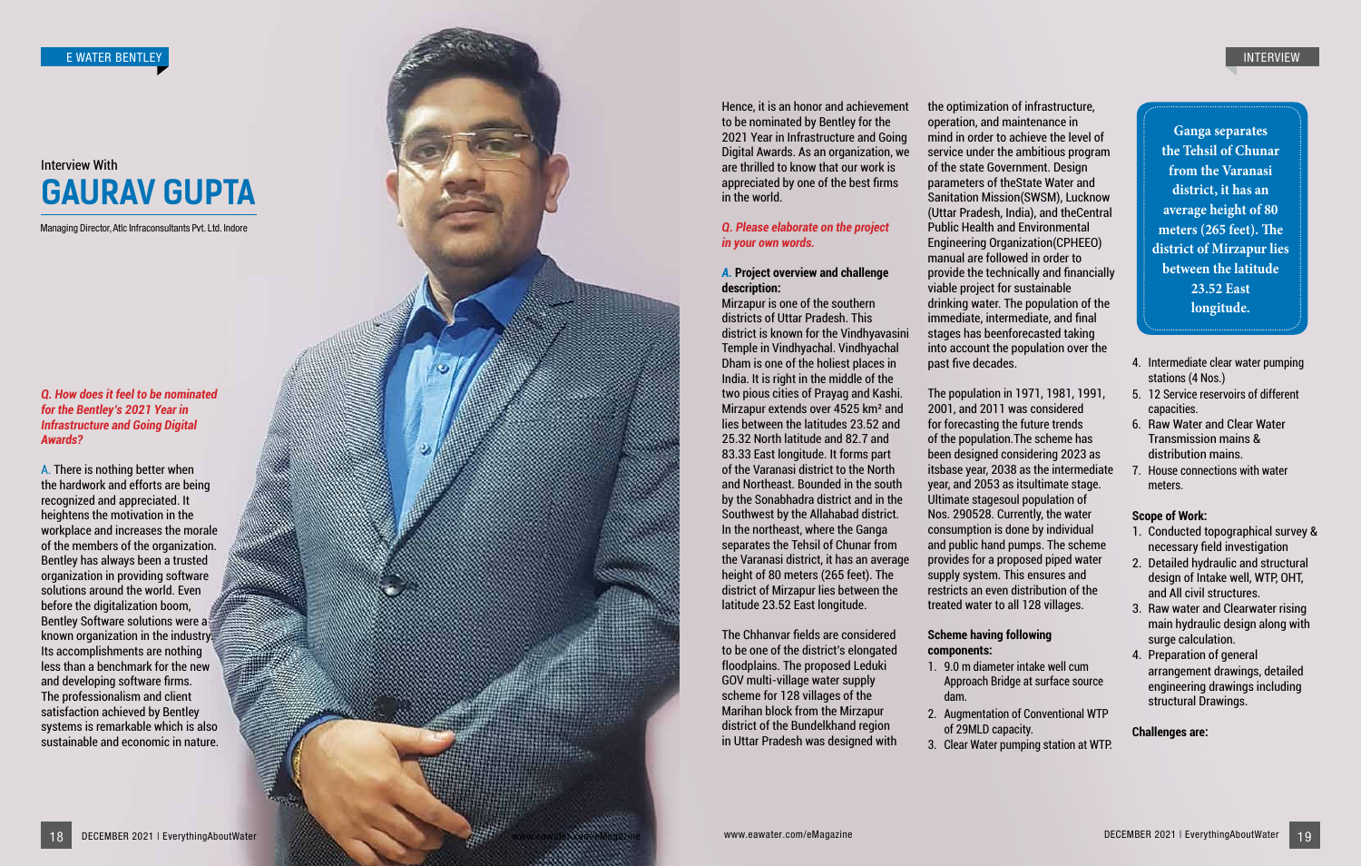Interview With

# GAURAV GUPTA

Managing Director, Atlc Infraconsultants Pvt. Ltd. Indore

***Q. How does it feel to be nominated for the Bentley's 2021 Year in Infrastructure and Going Digital Awards?***

A. There is nothing better when the hardwork and efforts are being recognized and appreciated. It heightens the motivation in the workplace and increases the morale of the members of the organization. Bentley has always been a trusted organization in providing software solutions around the world. Even before the digitalization boom, Bentley Software solutions were a known organization in the industry. Its accomplishments are nothing less than a benchmark for the new and developing software firms. The professionalism and client satisfaction achieved by Bentley systems is remarkable which is also sustainable and economic in nature. Hence, it is an honor and achievement to be nominated by Bentley for the 2021 Year in Infrastructure and Going Digital Awards. As an organization, we are thrilled to know that our work is appreciated by one of the best firms in the world.

***Q. Please elaborate on the project in your own words.***

*A.* **Project overview and challenge description:**

Mirzapur is one of the southern districts of Uttar Pradesh. This district is known for the Vindhyavasini Temple in Vindhyachal. Vindhyachal Dham is one of the holiest places in India. It is right in the middle of the two pious cities of Prayag and Kashi. Mirzapur extends over 4525 km² and lies between the latitudes 23.52 and 25.32 North latitude and 82.7 and 83.33 East longitude. It forms part of the Varanasi district to the North and Northeast. Bounded in the south by the Sonabhadra district and in the Southwest by the Allahabad district. In the northeast, where the Ganga separates the Tehsil of Chunar from the Varanasi district, it has an average height of 80 meters (265 feet). The district of Mirzapur lies between the latitude 23.52 longitude.

The Chhanvar fields are considered to be one of the district's elongated floodplains. The proposed Leduki GOV multi-village water supply scheme for 128 villages of the Marihan block from the Mirzapur district of the Bundelkhand region in Uttar Pradesh was designed with the optimization of infrastructure, operation, and maintenance in mind in order to achieve the level of service under the ambitious program of the state Government. Design parameters of theState Water and Sanitation Mission(SWSM), Lucknow (Uttar Pradesh, India), and theCentral Public Health and Environmental Engineering Organization(CPHEEO) manual are followed in order to provide the technically and financially viable project for sustainable drinking water. The population of the immediate, intermediate, and final stages has beenforecasted taking into account the population over the past five decades.

The population in 1971, 1981, 1991, 2001, and 2011 was considered for forecasting the future trends of the population.The scheme has been designed considering 2023 as itsbase year, 2038 as the intermediate year, and 2053 as itsultimate stage. Ultimate stagesoul population of Nos. 290528. Currently, the water consumption is done by individual and public hand pumps. The scheme provides for a proposed piped water supply system. This ensures and restricts an even distribution of the treated water to all 128 villages.

**Scheme having following components:**

1. 9.0 m diameter intake well cum Approach Bridge at surface source dam.
2. Augmentation of Conventional WTP of 29MLD capacity.
3. Clear Water pumping station at WTP.
4. Intermediate clear water pumping stations (4 Nos.)
5. 12 Service reservoirs of different capacities.
6. Raw Water and Clear Water Transmission mains & distribution mains.
7. House connections with water meters.

> **Ganga separates the Tehsil of Chunar from the Varanasi district, it has an average height of 80 meters (265 feet). The district of Mirzapur lies between the latitude 23.52 East longitude.**

**Scope of Work:**

1. Conducted topographical survey & necessary field investigation
2. Detailed hydraulic and structural design of Intake well, WTP, OHT, and All civil structures.
3. Raw water and Clearwater rising main hydraulic design along with surge calculation.
4. Preparation of general arrangement drawings, detailed engineering drawings including structural Drawings.

**Challenges are:**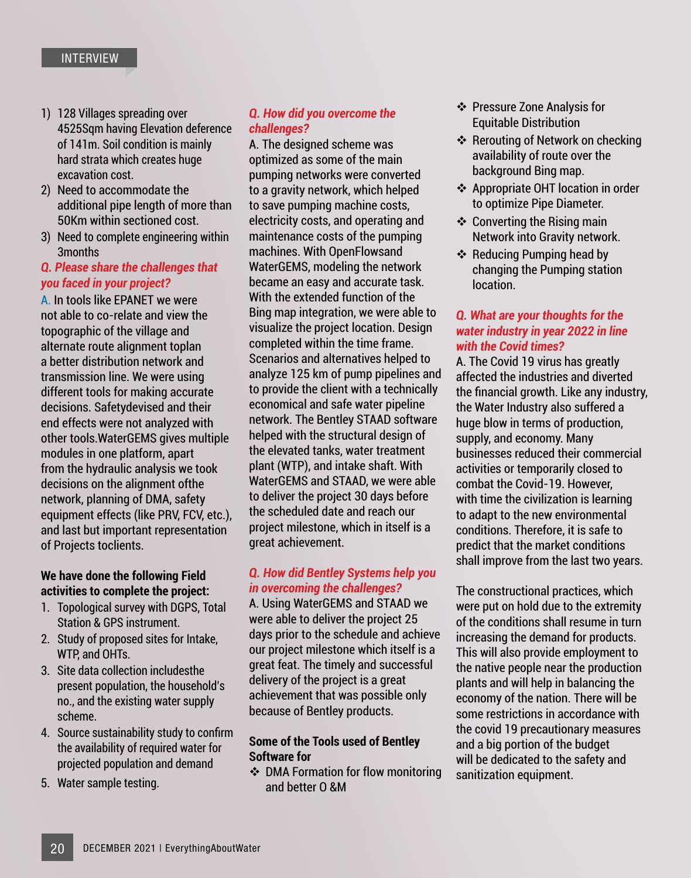1) 128 Villages spreading over 4525Sqm having Elevation deference of 141m. Soil condition is mainly hard strata which creates huge excavation cost.
2) Need to accommodate the additional pipe length of more than 50Km within sectioned cost.
3) Need to complete engineering within 3months

***Q. Please share the challenges that you faced in your project?***

A. In tools like EPANET we were not able to co-relate and view the topographic of the village and alternate route alignment toplan a better distribution network and transmission line. We were using different tools for making accurate decisions. Safetydevised and their end effects were not analyzed with other tools.WaterGEMS gives multiple modules in one platform, apart from the hydraulic analysis we took decisions on the alignment ofthe network, planning of DMA, safety equipment effects (like PRV, FCV, etc.), and last but important representation of Projects toclients.

**We have done the following Field activities to complete the project:**

1. Topological survey with DGPS, Total Station & GPS instrument.
2. Study of proposed sites for Intake, WTP, and OHTs.
3. Site data collection includesthe present population, the household's no., and the existing water supply scheme.
4. Source sustainability study to confirm the availability of required water for projected population and demand
5. Water sample testing.

***Q. How did you overcome the challenges?***

A. The designed scheme was optimized as some of the main pumping networks were converted to a gravity network, which helped to save pumping machine costs, electricity costs, and operating and maintenance costs of the pumping machines. With OpenFlowsand WaterGEMS, modeling the network became an easy and accurate task. With the extended function of the Bing map integration, we were able to visualize the project location. Design completed within the time frame. Scenarios and alternatives helped to analyze 125 km of pump pipelines and to provide the client with a technically economical and safe water pipeline network. The Bentley STAAD software helped with the structural design of the elevated tanks, water treatment plant (WTP), and intake shaft. With WaterGEMS and STAAD, we were able to deliver the project 30 days before the scheduled date and reach our project milestone, which in itself is a great achievement.

***Q. How did Bentley Systems help you in overcoming the challenges?***

A. Using WaterGEMS and STAAD we were able to deliver the project 25 days prior to the schedule and achieve our project milestone which itself is a great feat. The timely and successful delivery of the project is a great achievement that was possible only because of Bentley products.

**Some of the Tools used of Bentley Software for**

- DMA Formation for flow monitoring and better O &M
- Pressure Zone Analysis for Equitable Distribution
- Rerouting of Network on checking availability of route over the background Bing map.
- Appropriate OHT location in order to optimize Pipe Diameter.
- Converting the Rising main Network into Gravity network.
- Reducing Pumping head by changing the Pumping station location.

***Q. What are your thoughts for the water industry in year 2022 in line with the Covid times?***

A. The Covid 19 virus has greatly affected the industries and diverted the financial growth. Like any industry, the Water Industry also suffered a huge blow in terms of production, supply, and economy. Many businesses reduced their commercial activities or temporarily closed to combat the Covid-19. However, with time the civilization is learning to adapt to the new environmental conditions. Therefore, it is safe to predict that the market conditions shall improve from the last two years.

The constructional practices, which were put on hold due to the extremity of the conditions shall resume in turn increasing the demand for products. This will also provide employment to the native people near the production plants and will help in balancing the economy of the nation. There will be some restrictions in accordance with the covid 19 precautionary measures and a big portion of the budget will be dedicated to the safety and sanitization equipment.